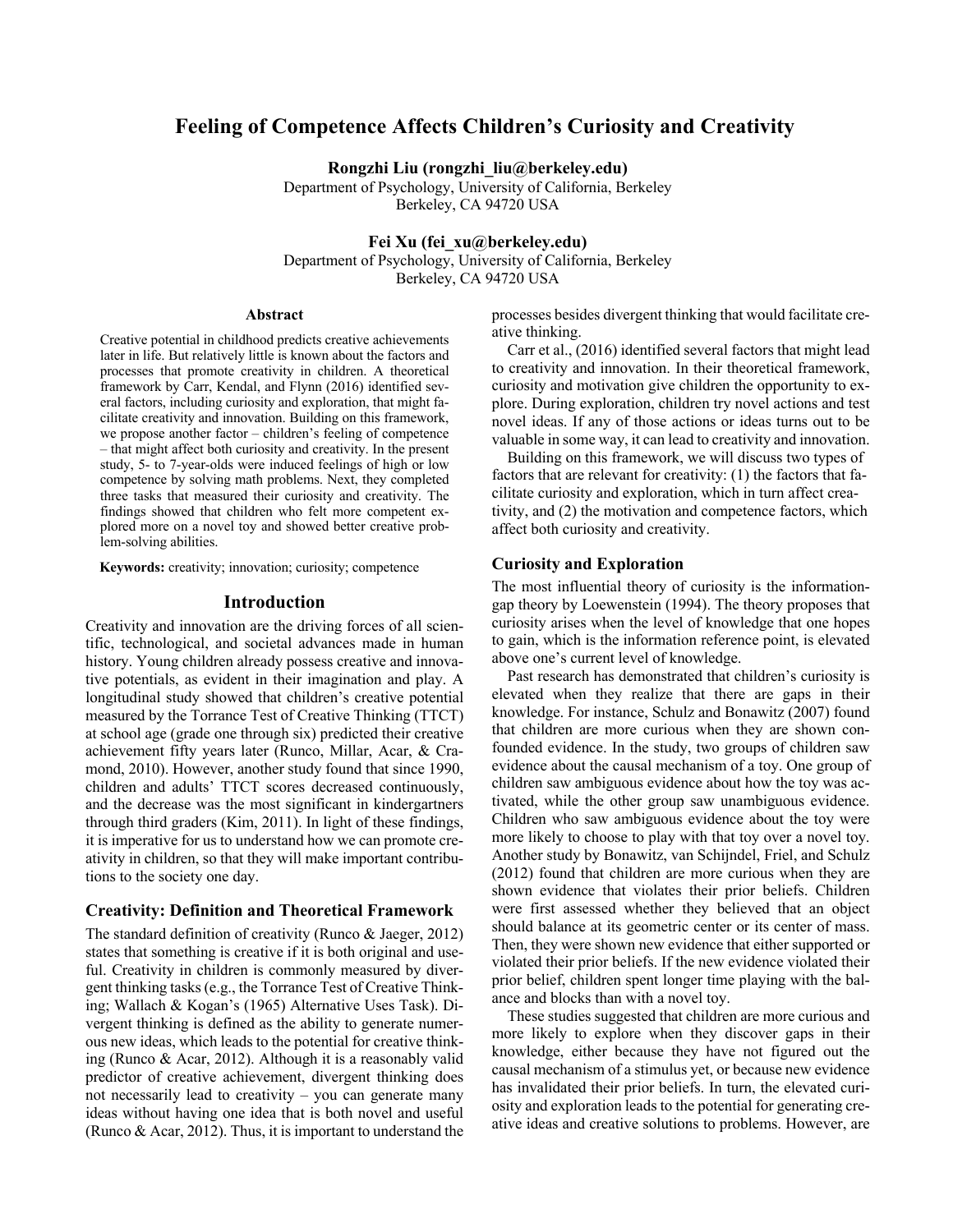# Feeling of Competence Affects Children's Curiosity and Creativity

**Rongzhi Liu (rongzhi_liu@berkeley.edu)**
Department of Psychology, University of California, Berkeley
Berkeley, CA 94720 USA

**Fei Xu (fei_xu@berkeley.edu)**
Department of Psychology, University of California, Berkeley
Berkeley, CA 94720 USA

## Abstract

Creative potential in childhood predicts creative achievements later in life. But relatively little is known about the factors and processes that promote creativity in children. A theoretical framework by Carr, Kendal, and Flynn (2016) identified several factors, including curiosity and exploration, that might facilitate creativity and innovation. Building on this framework, we propose another factor – children's feeling of competence – that might affect both curiosity and creativity. In the present study, 5- to 7-year-olds were induced feelings of high or low competence by solving math problems. Next, they completed three tasks that measured their curiosity and creativity. The findings showed that children who felt more competent explored more on a novel toy and showed better creative problem-solving abilities.

**Keywords:** creativity; innovation; curiosity; competence

## Introduction

Creativity and innovation are the driving forces of all scientific, technological, and societal advances made in human history. Young children already possess creative and innovative potentials, as evident in their imagination and play. A longitudinal study showed that children's creative potential measured by the Torrance Test of Creative Thinking (TTCT) at school age (grade one through six) predicted their creative achievement fifty years later (Runco, Millar, Acar, & Cramond, 2010). However, another study found that since 1990, children and adults' TTCT scores decreased continuously, and the decrease was the most significant in kindergartners through third graders (Kim, 2011). In light of these findings, it is imperative for us to understand how we can promote creativity in children, so that they will make important contributions to the society one day.

### Creativity: Definition and Theoretical Framework

The standard definition of creativity (Runco & Jaeger, 2012) states that something is creative if it is both original and useful. Creativity in children is commonly measured by divergent thinking tasks (e.g., the Torrance Test of Creative Thinking; Wallach & Kogan's (1965) Alternative Uses Task). Divergent thinking is defined as the ability to generate numerous new ideas, which leads to the potential for creative thinking (Runco & Acar, 2012). Although it is a reasonably valid predictor of creative achievement, divergent thinking does not necessarily lead to creativity – you can generate many ideas without having one idea that is both novel and useful (Runco & Acar, 2012). Thus, it is important to understand the processes besides divergent thinking that would facilitate creative thinking.

Carr et al., (2016) identified several factors that might lead to creativity and innovation. In their theoretical framework, curiosity and motivation give children the opportunity to explore. During exploration, children try novel actions and test novel ideas. If any of those actions or ideas turns out to be valuable in some way, it can lead to creativity and innovation.

Building on this framework, we will discuss two types of factors that are relevant for creativity: (1) the factors that facilitate curiosity and exploration, which in turn affect creativity, and (2) the motivation and competence factors, which affect both curiosity and creativity.

### Curiosity and Exploration

The most influential theory of curiosity is the information-gap theory by Loewenstein (1994). The theory proposes that curiosity arises when the level of knowledge that one hopes to gain, which is the information reference point, is elevated above one's current level of knowledge.

Past research has demonstrated that children's curiosity is elevated when they realize that there are gaps in their knowledge. For instance, Schulz and Bonawitz (2007) found that children are more curious when they are shown confounded evidence. In the study, two groups of children saw evidence about the causal mechanism of a toy. One group of children saw ambiguous evidence about how the toy was activated, while the other group saw unambiguous evidence. Children who saw ambiguous evidence about the toy were more likely to choose to play with that toy over a novel toy. Another study by Bonawitz, van Schijndel, Friel, and Schulz (2012) found that children are more curious when they are shown evidence that violates their prior beliefs. Children were first assessed whether they believed that an object should balance at its geometric center or its center of mass. Then, they were shown new evidence that either supported or violated their prior beliefs. If the new evidence violated their prior belief, children spent longer time playing with the balance and blocks than with a novel toy.

These studies suggested that children are more curious and more likely to explore when they discover gaps in their knowledge, either because they have not figured out the causal mechanism of a stimulus yet, or because new evidence has invalidated their prior beliefs. In turn, the elevated curiosity and exploration leads to the potential for generating creative ideas and creative solutions to problems. However, are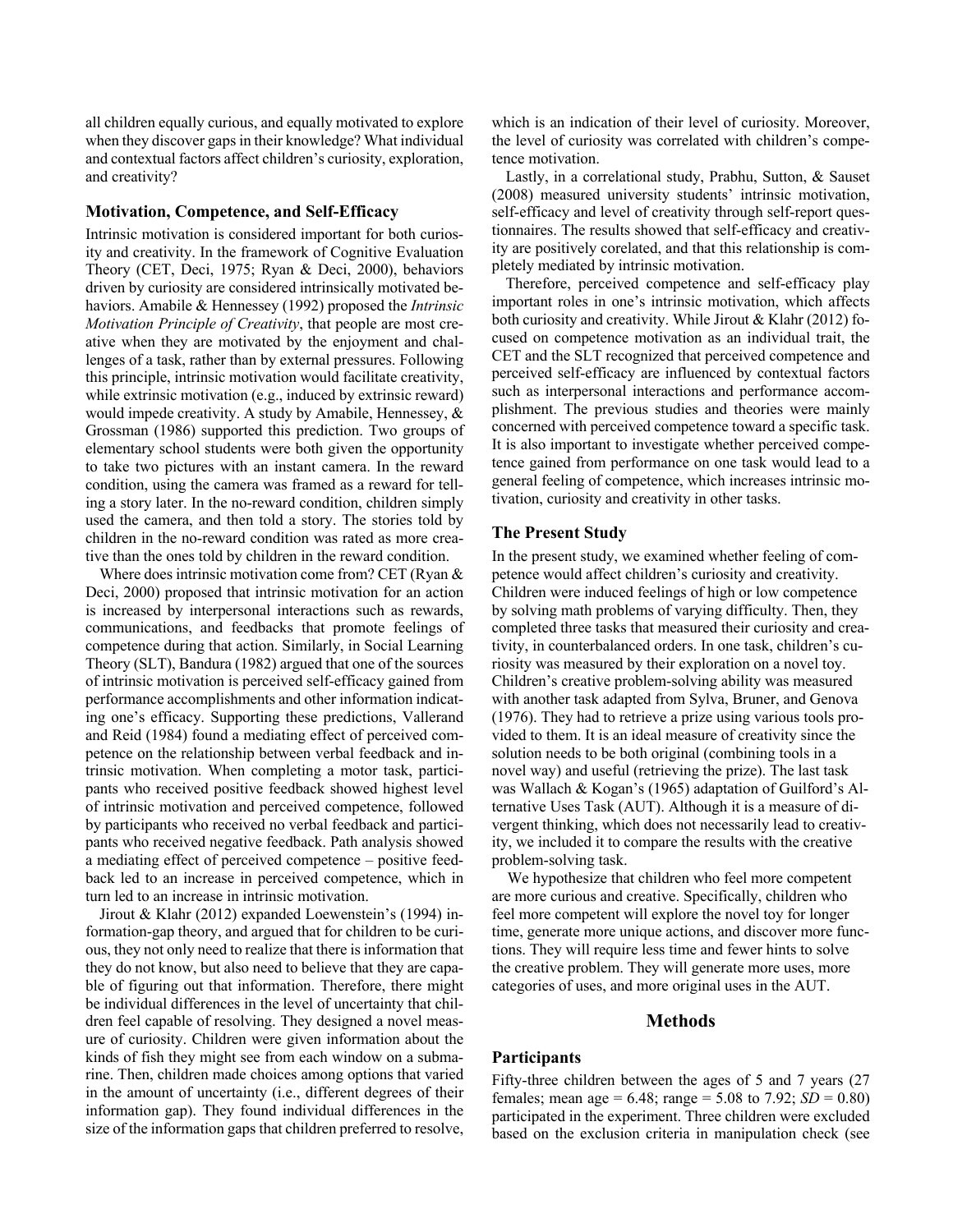all children equally curious, and equally motivated to explore when they discover gaps in their knowledge? What individual and contextual factors affect children's curiosity, exploration, and creativity?

### Motivation, Competence, and Self-Efficacy

Intrinsic motivation is considered important for both curiosity and creativity. In the framework of Cognitive Evaluation Theory (CET, Deci, 1975; Ryan & Deci, 2000), behaviors driven by curiosity are considered intrinsically motivated behaviors. Amabile & Hennessey (1992) proposed the *Intrinsic Motivation Principle of Creativity*, that people are most creative when they are motivated by the enjoyment and challenges of a task, rather than by external pressures. Following this principle, intrinsic motivation would facilitate creativity, while extrinsic motivation (e.g., induced by extrinsic reward) would impede creativity. A study by Amabile, Hennessey, & Grossman (1986) supported this prediction. Two groups of elementary school students were both given the opportunity to take two pictures with an instant camera. In the reward condition, using the camera was framed as a reward for telling a story later. In the no-reward condition, children simply used the camera, and then told a story. The stories told by children in the no-reward condition was rated as more creative than the ones told by children in the reward condition.

Where does intrinsic motivation come from? CET (Ryan & Deci, 2000) proposed that intrinsic motivation for an action is increased by interpersonal interactions such as rewards, communications, and feedbacks that promote feelings of competence during that action. Similarly, in Social Learning Theory (SLT), Bandura (1982) argued that one of the sources of intrinsic motivation is perceived self-efficacy gained from performance accomplishments and other information indicating one's efficacy. Supporting these predictions, Vallerand and Reid (1984) found a mediating effect of perceived competence on the relationship between verbal feedback and intrinsic motivation. When completing a motor task, participants who received positive feedback showed highest level of intrinsic motivation and perceived competence, followed by participants who received no verbal feedback and participants who received negative feedback. Path analysis showed a mediating effect of perceived competence – positive feedback led to an increase in perceived competence, which in turn led to an increase in intrinsic motivation.

Jirout & Klahr (2012) expanded Loewenstein's (1994) information-gap theory, and argued that for children to be curious, they not only need to realize that there is information that they do not know, but also need to believe that they are capable of figuring out that information. Therefore, there might be individual differences in the level of uncertainty that children feel capable of resolving. They designed a novel measure of curiosity. Children were given information about the kinds of fish they might see from each window on a submarine. Then, children made choices among options that varied in the amount of uncertainty (i.e., different degrees of their information gap). They found individual differences in the size of the information gaps that children preferred to resolve, which is an indication of their level of curiosity. Moreover, the level of curiosity was correlated with children's competence motivation.

Lastly, in a correlational study, Prabhu, Sutton, & Sauset (2008) measured university students' intrinsic motivation, self-efficacy and level of creativity through self-report questionnaires. The results showed that self-efficacy and creativity are positively corelated, and that this relationship is completely mediated by intrinsic motivation.

Therefore, perceived competence and self-efficacy play important roles in one's intrinsic motivation, which affects both curiosity and creativity. While Jirout & Klahr (2012) focused on competence motivation as an individual trait, the CET and the SLT recognized that perceived competence and perceived self-efficacy are influenced by contextual factors such as interpersonal interactions and performance accomplishment. The previous studies and theories were mainly concerned with perceived competence toward a specific task. It is also important to investigate whether perceived competence gained from performance on one task would lead to a general feeling of competence, which increases intrinsic motivation, curiosity and creativity in other tasks.

### The Present Study

In the present study, we examined whether feeling of competence would affect children's curiosity and creativity. Children were induced feelings of high or low competence by solving math problems of varying difficulty. Then, they completed three tasks that measured their curiosity and creativity, in counterbalanced orders. In one task, children's curiosity was measured by their exploration on a novel toy. Children's creative problem-solving ability was measured with another task adapted from Sylva, Bruner, and Genova (1976). They had to retrieve a prize using various tools provided to them. It is an ideal measure of creativity since the solution needs to be both original (combining tools in a novel way) and useful (retrieving the prize). The last task was Wallach & Kogan's (1965) adaptation of Guilford's Alternative Uses Task (AUT). Although it is a measure of divergent thinking, which does not necessarily lead to creativity, we included it to compare the results with the creative problem-solving task.

We hypothesize that children who feel more competent are more curious and creative. Specifically, children who feel more competent will explore the novel toy for longer time, generate more unique actions, and discover more functions. They will require less time and fewer hints to solve the creative problem. They will generate more uses, more categories of uses, and more original uses in the AUT.

## Methods

### Participants

Fifty-three children between the ages of 5 and 7 years (27 females; mean age = 6.48; range = 5.08 to 7.92; *SD* = 0.80) participated in the experiment. Three children were excluded based on the exclusion criteria in manipulation check (see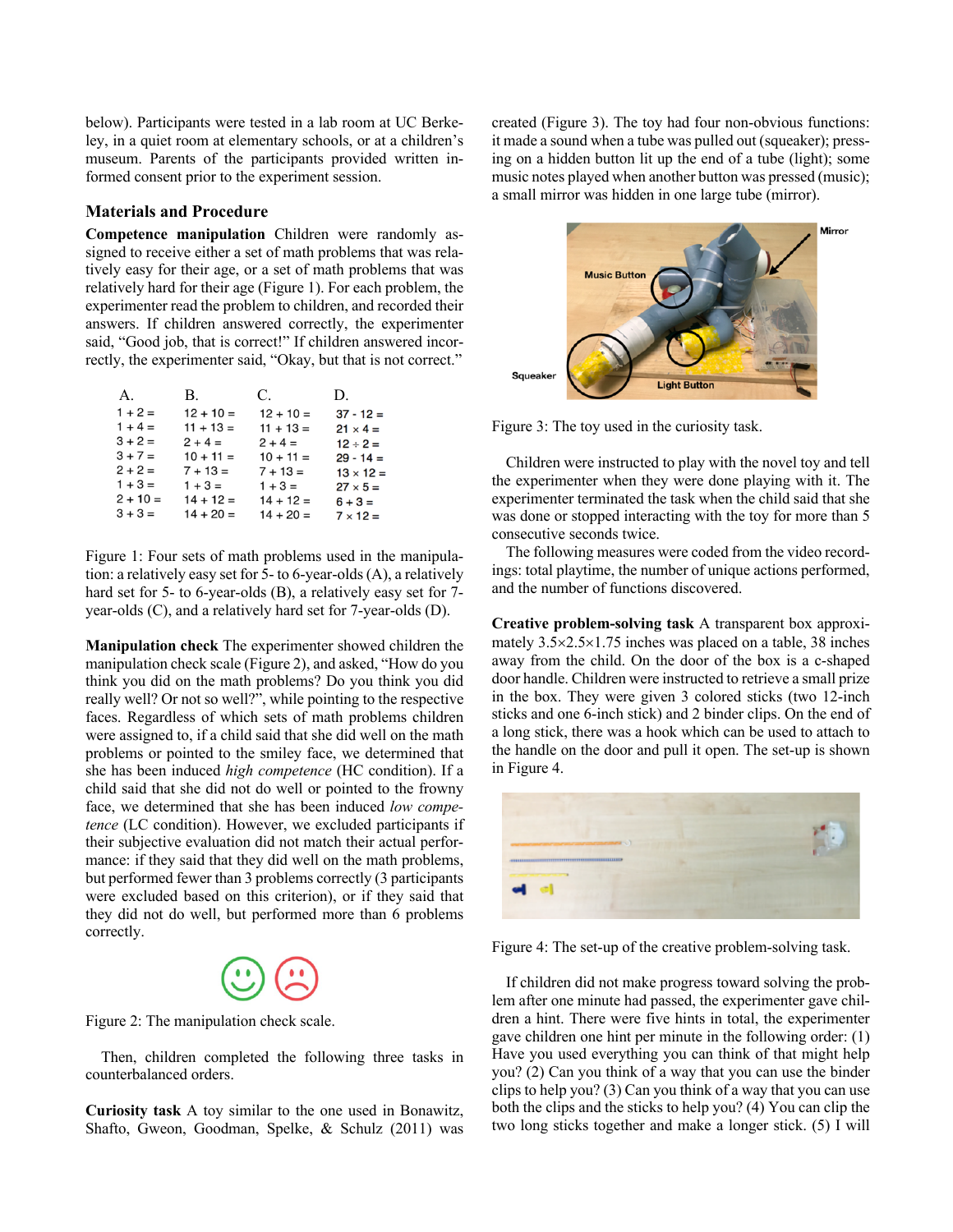below). Participants were tested in a lab room at UC Berkeley, in a quiet room at elementary schools, or at a children's museum. Parents of the participants provided written informed consent prior to the experiment session.

## Materials and Procedure

**Competence manipulation** Children were randomly assigned to receive either a set of math problems that was relatively easy for their age, or a set of math problems that was relatively hard for their age (Figure 1). For each problem, the experimenter read the problem to children, and recorded their answers. If children answered correctly, the experimenter said, "Good job, that is correct!" If children answered incorrectly, the experimenter said, "Okay, but that is not correct."

| A. | B. | C. | D. |
|---|---|---|---|
| 1 + 2 = | 12 + 10 = | 12 + 10 = | 37 - 12 = |
| 1 + 4 = | 11 + 13 = | 11 + 13 = | 21 × 4 = |
| 3 + 2 = | 2 + 4 = | 2 + 4 = | 12 ÷ 2 = |
| 3 + 7 = | 10 + 11 = | 10 + 11 = | 29 - 14 = |
| 2 + 2 = | 7 + 13 = | 7 + 13 = | 13 × 12 = |
| 1 + 3 = | 1 + 3 = | 1 + 3 = | 27 × 5 = |
| 2 + 10 = | 14 + 12 = | 14 + 12 = | 6 + 3 = |
| 3 + 3 = | 14 + 20 = | 14 + 20 = | 7 × 12 = |

Figure 1: Four sets of math problems used in the manipulation: a relatively easy set for 5- to 6-year-olds (A), a relatively hard set for 5- to 6-year-olds (B), a relatively easy set for 7-year-olds (C), and a relatively hard set for 7-year-olds (D).

**Manipulation check** The experimenter showed children the manipulation check scale (Figure 2), and asked, "How do you think you did on the math problems? Do you think you did really well? Or not so well?", while pointing to the respective faces. Regardless of which sets of math problems children were assigned to, if a child said that she did well on the math problems or pointed to the smiley face, we determined that she has been induced *high competence* (HC condition). If a child said that she did not do well or pointed to the frowny face, we determined that she has been induced *low competence* (LC condition). However, we excluded participants if their subjective evaluation did not match their actual performance: if they said that they did well on the math problems, but performed fewer than 3 problems correctly (3 participants were excluded based on this criterion), or if they said that they did not do well, but performed more than 6 problems correctly.

Figure 2: The manipulation check scale.

Then, children completed the following three tasks in counterbalanced orders.

**Curiosity task** A toy similar to the one used in Bonawitz, Shafto, Gweon, Goodman, Spelke, & Schulz (2011) was created (Figure 3). The toy had four non-obvious functions: it made a sound when a tube was pulled out (squeaker); pressing on a hidden button lit up the end of a tube (light); some music notes played when another button was pressed (music); a small mirror was hidden in one large tube (mirror).

Figure 3: The toy used in the curiosity task.

Children were instructed to play with the novel toy and tell the experimenter when they were done playing with it. The experimenter terminated the task when the child said that she was done or stopped interacting with the toy for more than 5 consecutive seconds twice.

The following measures were coded from the video recordings: total playtime, the number of unique actions performed, and the number of functions discovered.

**Creative problem-solving task** A transparent box approximately 3.5×2.5×1.75 inches was placed on a table, 38 inches away from the child. On the door of the box is a c-shaped door handle. Children were instructed to retrieve a small prize in the box. They were given 3 colored sticks (two 12-inch sticks and one 6-inch stick) and 2 binder clips. On the end of a long stick, there was a hook which can be used to attach to the handle on the door and pull it open. The set-up is shown in Figure 4.

Figure 4: The set-up of the creative problem-solving task.

If children did not make progress toward solving the problem after one minute had passed, the experimenter gave children a hint. There were five hints in total, the experimenter gave children one hint per minute in the following order: (1) Have you used everything you can think of that might help you? (2) Can you think of a way that you can use the binder clips to help you? (3) Can you think of a way that you can use both the clips and the sticks to help you? (4) You can clip the two long sticks together and make a longer stick. (5) I will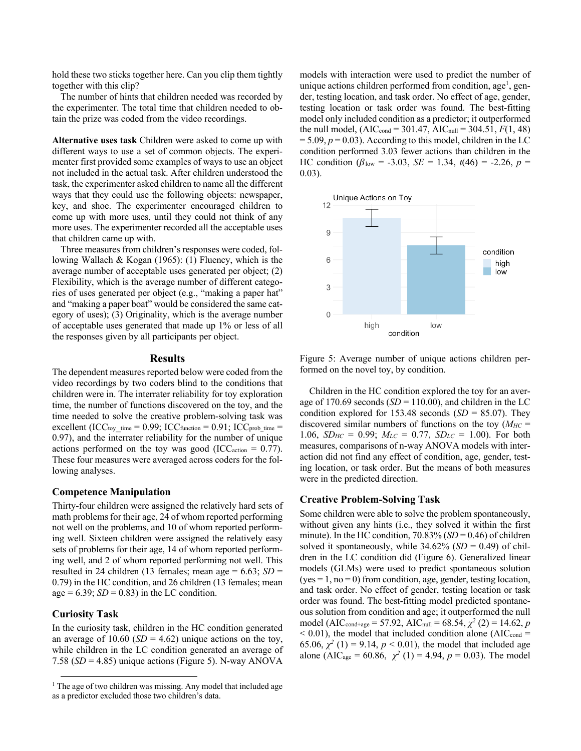hold these two sticks together here. Can you clip them tightly together with this clip?

The number of hints that children needed was recorded by the experimenter. The total time that children needed to obtain the prize was coded from the video recordings.

**Alternative uses task** Children were asked to come up with different ways to use a set of common objects. The experimenter first provided some examples of ways to use an object not included in the actual task. After children understood the task, the experimenter asked children to name all the different ways that they could use the following objects: newspaper, key, and shoe. The experimenter encouraged children to come up with more uses, until they could not think of any more uses. The experimenter recorded all the acceptable uses that children came up with.

Three measures from children's responses were coded, following Wallach & Kogan (1965): (1) Fluency, which is the average number of acceptable uses generated per object; (2) Flexibility, which is the average number of different categories of uses generated per object (e.g., "making a paper hat" and "making a paper boat" would be considered the same category of uses); (3) Originality, which is the average number of acceptable uses generated that made up 1% or less of all the responses given by all participants per object.

## Results

The dependent measures reported below were coded from the video recordings by two coders blind to the conditions that children were in. The interrater reliability for toy exploration time, the number of functions discovered on the toy, and the time needed to solve the creative problem-solving task was excellent ($ICC_{toy\_time}$ = 0.99; $ICC_{function}$ = 0.91; $ICC_{prob\_time}$ = 0.97), and the interrater reliability for the number of unique actions performed on the toy was good ($ICC_{action}$ = 0.77). These four measures were averaged across coders for the following analyses.

### Competence Manipulation

Thirty-four children were assigned the relatively hard sets of math problems for their age, 24 of whom reported performing not well on the problems, and 10 of whom reported performing well. Sixteen children were assigned the relatively easy sets of problems for their age, 14 of whom reported performing well, and 2 of whom reported performing not well. This resulted in 24 children (13 females; mean age = 6.63; *SD* = 0.79) in the HC condition, and 26 children (13 females; mean age = 6.39; *SD* = 0.83) in the LC condition.

### Curiosity Task

In the curiosity task, children in the HC condition generated an average of 10.60 (*SD* = 4.62) unique actions on the toy, while children in the LC condition generated an average of 7.58 (*SD* = 4.85) unique actions (Figure 5). N-way ANOVA models with interaction were used to predict the number of unique actions children performed from condition, age[1], gender, testing location, and task order. No effect of age, gender, testing location or task order was found. The best-fitting model only included condition as a predictor; it outperformed the null model, ($AIC_{cond}$ = 301.47, $AIC_{null}$ = 304.51, $F(1, 48)$ = 5.09, $p$ = 0.03). According to this model, children in the LC condition performed 3.03 fewer actions than children in the HC condition ($\beta_{low}$ = -3.03, *SE* = 1.34, $t(46)$ = -2.26, $p$ = 0.03).

Figure 5: Average number of unique actions children performed on the novel toy, by condition.

Children in the HC condition explored the toy for an average of 170.69 seconds (*SD* = 110.00), and children in the LC condition explored for 153.48 seconds (*SD* = 85.07). They discovered similar numbers of functions on the toy ($M_{HC}$ = 1.06, $SD_{HC}$ = 0.99; $M_{LC}$ = 0.77, $SD_{LC}$ = 1.00). For both measures, comparisons of n-way ANOVA models with interaction did not find any effect of condition, age, gender, testing location, or task order. But the means of both measures were in the predicted direction.

### Creative Problem-Solving Task

Some children were able to solve the problem spontaneously, without given any hints (i.e., they solved it within the first minute). In the HC condition, 70.83% (*SD* = 0.46) of children solved it spontaneously, while 34.62% (*SD* = 0.49) of children in the LC condition did (Figure 6). Generalized linear models (GLMs) were used to predict spontaneous solution (yes = 1, no = 0) from condition, age, gender, testing location, and task order. No effect of gender, testing location or task order was found. The best-fitting model predicted spontaneous solution from condition and age; it outperformed the null model ($AIC_{cond+age}$ = 57.92, $AIC_{null}$ = 68.54, $\chi^2(2)$ = 14.62, $p$ < 0.01), the model that included condition alone ($AIC_{cond}$ = 65.06, $\chi^2(1)$ = 9.14, $p$ < 0.01), the model that included age alone ($AIC_{age}$ = 60.86, $\chi^2(1)$ = 4.94, $p$ = 0.03). The model

[1] The age of two children was missing. Any model that included age as a predictor excluded those two children's data.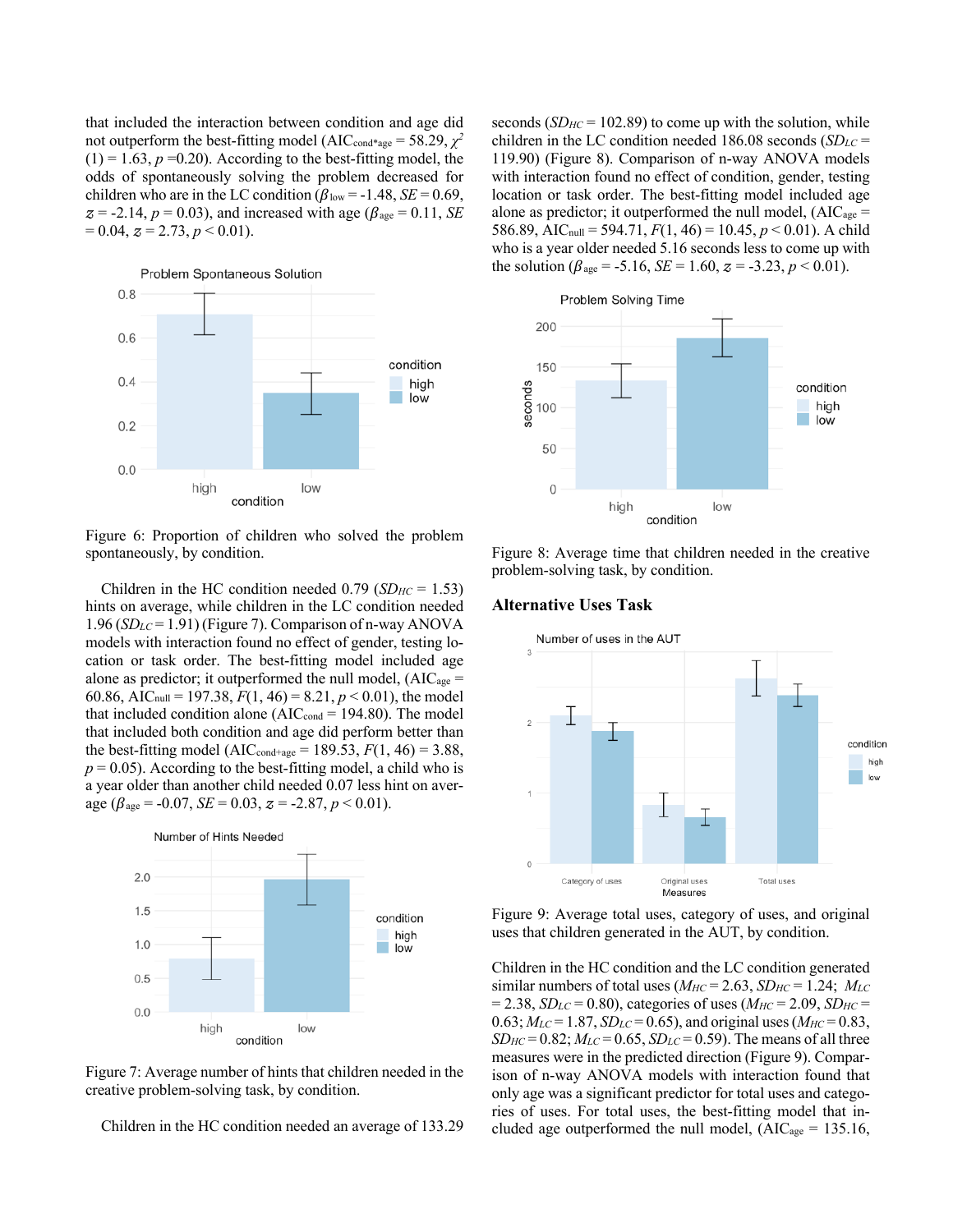that included the interaction between condition and age did not outperform the best-fitting model ($AIC_{cond*age} = 58.29$, $\chi^2(1) = 1.63$, $p = 0.20$). According to the best-fitting model, the odds of spontaneously solving the problem decreased for children who are in the LC condition ($\beta_{low} = -1.48$, $SE = 0.69$, $z = -2.14$, $p = 0.03$), and increased with age ($\beta_{age} = 0.11$, $SE = 0.04$, $z = 2.73$, $p < 0.01$).

Figure 6: Proportion of children who solved the problem spontaneously, by condition.

Children in the HC condition needed 0.79 ($SD_{HC} = 1.53$) hints on average, while children in the LC condition needed 1.96 ($SD_{LC} = 1.91$) (Figure 7). Comparison of n-way ANOVA models with interaction found no effect of gender, testing location or task order. The best-fitting model included age alone as predictor; it outperformed the null model, ($AIC_{age} = 60.86$, $AIC_{null} = 197.38$, $F(1, 46) = 8.21$, $p < 0.01$), the model that included condition alone ($AIC_{cond} = 194.80$). The model that included both condition and age did perform better than the best-fitting model ($AIC_{cond+age} = 189.53$, $F(1, 46) = 3.88$, $p = 0.05$). According to the best-fitting model, a child who is a year older than another child needed 0.07 less hint on average ($\beta_{age} = -0.07$, $SE = 0.03$, $z = -2.87$, $p < 0.01$).

Figure 7: Average number of hints that children needed in the creative problem-solving task, by condition.

Children in the HC condition needed an average of 133.29 seconds ($SD_{HC} = 102.89$) to come up with the solution, while children in the LC condition needed 186.08 seconds ($SD_{LC} = 119.90$) (Figure 8). Comparison of n-way ANOVA models with interaction found no effect of condition, gender, testing location or task order. The best-fitting model included age alone as predictor; it outperformed the null model, ($AIC_{age} = 586.89$, $AIC_{null} = 594.71$, $F(1, 46) = 10.45$, $p < 0.01$). A child who is a year older needed 5.16 seconds less to come up with the solution ($\beta_{age} = -5.16$, $SE = 1.60$, $z = -3.23$, $p < 0.01$).

Figure 8: Average time that children needed in the creative problem-solving task, by condition.

## Alternative Uses Task

Figure 9: Average total uses, category of uses, and original uses that children generated in the AUT, by condition.

Children in the HC condition and the LC condition generated similar numbers of total uses ($M_{HC} = 2.63$, $SD_{HC} = 1.24$; $M_{LC} = 2.38$, $SD_{LC} = 0.80$), categories of uses ($M_{HC} = 2.09$, $SD_{HC} = 0.63$; $M_{LC} = 1.87$, $SD_{LC} = 0.65$), and original uses ($M_{HC} = 0.83$, $SD_{HC} = 0.82$; $M_{LC} = 0.65$, $SD_{LC} = 0.59$). The means of all three measures were in the predicted direction (Figure 9). Comparison of n-way ANOVA models with interaction found that only age was a significant predictor for total uses and categories of uses. For total uses, the best-fitting model that included age outperformed the null model, ($AIC_{age} = 135.16$,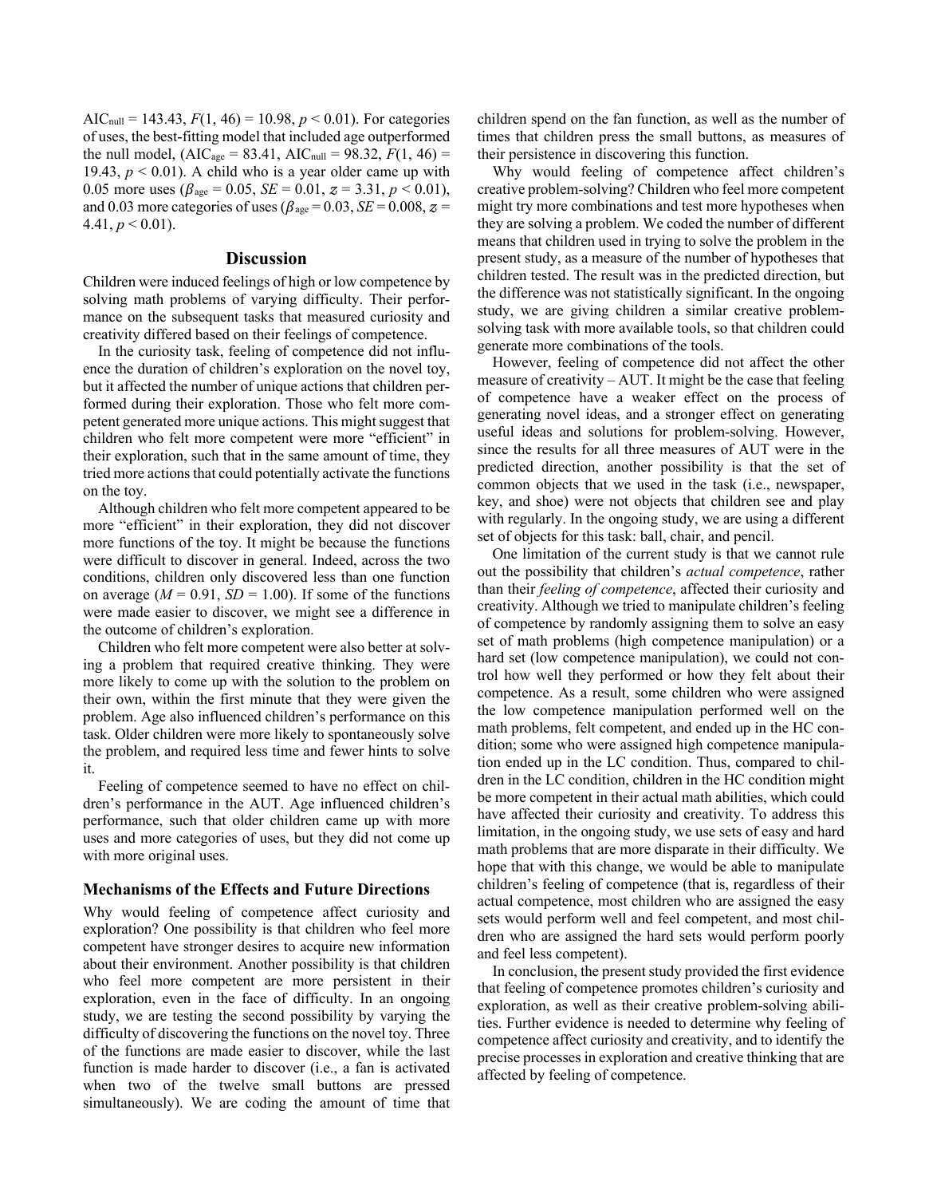$\text{AIC}_{\text{null}} = 143.43$, $F(1, 46) = 10.98$, $p < 0.01$). For categories of uses, the best-fitting model that included age outperformed the null model, ($\text{AIC}_{\text{age}} = 83.41$, $\text{AIC}_{\text{null}} = 98.32$, $F(1, 46) = 19.43$, $p < 0.01$). A child who is a year older came up with 0.05 more uses ($\beta_{\text{age}} = 0.05$, $SE = 0.01$, $z = 3.31$, $p < 0.01$), and 0.03 more categories of uses ($\beta_{\text{age}} = 0.03$, $SE = 0.008$, $z = 4.41$, $p < 0.01$).

## Discussion

Children were induced feelings of high or low competence by solving math problems of varying difficulty. Their performance on the subsequent tasks that measured curiosity and creativity differed based on their feelings of competence.

In the curiosity task, feeling of competence did not influence the duration of children's exploration on the novel toy, but it affected the number of unique actions that children performed during their exploration. Those who felt more competent generated more unique actions. This might suggest that children who felt more competent were more "efficient" in their exploration, such that in the same amount of time, they tried more actions that could potentially activate the functions on the toy.

Although children who felt more competent appeared to be more "efficient" in their exploration, they did not discover more functions of the toy. It might be because the functions were difficult to discover in general. Indeed, across the two conditions, children only discovered less than one function on average ($M = 0.91$, $SD = 1.00$). If some of the functions were made easier to discover, we might see a difference in the outcome of children's exploration.

Children who felt more competent were also better at solving a problem that required creative thinking. They were more likely to come up with the solution to the problem on their own, within the first minute that they were given the problem. Age also influenced children's performance on this task. Older children were more likely to spontaneously solve the problem, and required less time and fewer hints to solve it.

Feeling of competence seemed to have no effect on children's performance in the AUT. Age influenced children's performance, such that older children came up with more uses and more categories of uses, but they did not come up with more original uses.

### Mechanisms of the Effects and Future Directions

Why would feeling of competence affect curiosity and exploration? One possibility is that children who feel more competent have stronger desires to acquire new information about their environment. Another possibility is that children who feel more competent are more persistent in their exploration, even in the face of difficulty. In an ongoing study, we are testing the second possibility by varying the difficulty of discovering the functions on the novel toy. Three of the functions are made easier to discover, while the last function is made harder to discover (i.e., a fan is activated when two of the twelve small buttons are pressed simultaneously). We are coding the amount of time that children spend on the fan function, as well as the number of times that children press the small buttons, as measures of their persistence in discovering this function.

Why would feeling of competence affect children's creative problem-solving? Children who feel more competent might try more combinations and test more hypotheses when they are solving a problem. We coded the number of different means that children used in trying to solve the problem in the present study, as a measure of the number of hypotheses that children tested. The result was in the predicted direction, but the difference was not statistically significant. In the ongoing study, we are giving children a similar creative problem-solving task with more available tools, so that children could generate more combinations of the tools.

However, feeling of competence did not affect the other measure of creativity – AUT. It might be the case that feeling of competence have a weaker effect on the process of generating novel ideas, and a stronger effect on generating useful ideas and solutions for problem-solving. However, since the results for all three measures of AUT were in the predicted direction, another possibility is that the set of common objects that we used in the task (i.e., newspaper, key, and shoe) were not objects that children see and play with regularly. In the ongoing study, we are using a different set of objects for this task: ball, chair, and pencil.

One limitation of the current study is that we cannot rule out the possibility that children's *actual competence*, rather than their *feeling of competence*, affected their curiosity and creativity. Although we tried to manipulate children's feeling of competence by randomly assigning them to solve an easy set of math problems (high competence manipulation) or a hard set (low competence manipulation), we could not control how well they performed or how they felt about their competence. As a result, some children who were assigned the low competence manipulation performed well on the math problems, felt competent, and ended up in the HC condition; some who were assigned high competence manipulation ended up in the LC condition. Thus, compared to children in the LC condition, children in the HC condition might be more competent in their actual math abilities, which could have affected their curiosity and creativity. To address this limitation, in the ongoing study, we use sets of easy and hard math problems that are more disparate in their difficulty. We hope that with this change, we would be able to manipulate children's feeling of competence (that is, regardless of their actual competence, most children who are assigned the easy sets would perform well and feel competent, and most children who are assigned the hard sets would perform poorly and feel less competent).

In conclusion, the present study provided the first evidence that feeling of competence promotes children's curiosity and exploration, as well as their creative problem-solving abilities. Further evidence is needed to determine why feeling of competence affect curiosity and creativity, and to identify the precise processes in exploration and creative thinking that are affected by feeling of competence.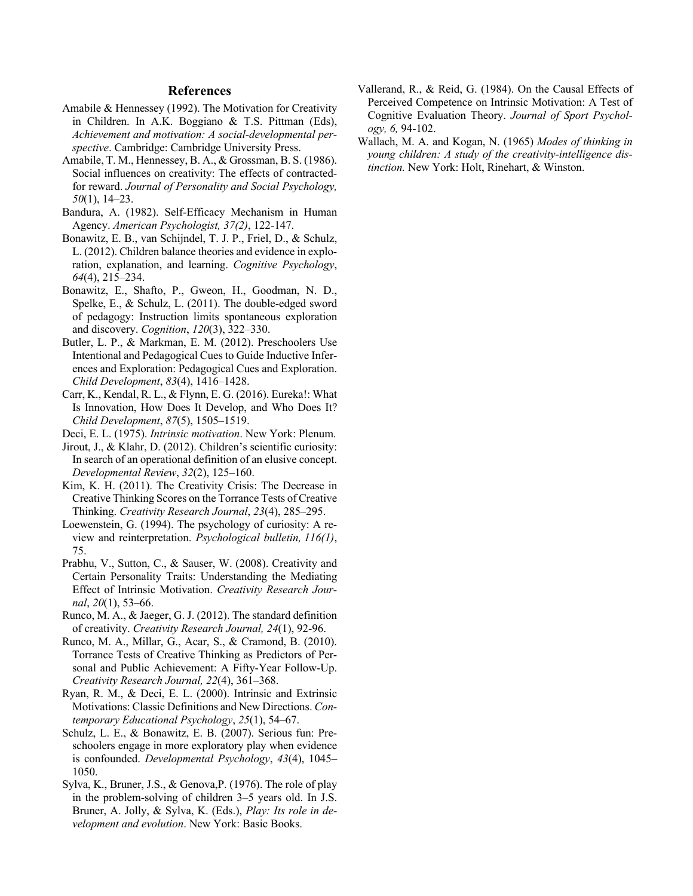## References

Amabile & Hennessey (1992). The Motivation for Creativity in Children. In A.K. Boggiano & T.S. Pittman (Eds), *Achievement and motivation: A social-developmental perspective*. Cambridge: Cambridge University Press.

Amabile, T. M., Hennessey, B. A., & Grossman, B. S. (1986). Social influences on creativity: The effects of contracted-for reward. *Journal of Personality and Social Psychology, 50*(1), 14–23.

Bandura, A. (1982). Self-Efficacy Mechanism in Human Agency. *American Psychologist, 37(2)*, 122-147.

Bonawitz, E. B., van Schijndel, T. J. P., Friel, D., & Schulz, L. (2012). Children balance theories and evidence in exploration, explanation, and learning. *Cognitive Psychology*, *64*(4), 215–234.

Bonawitz, E., Shafto, P., Gweon, H., Goodman, N. D., Spelke, E., & Schulz, L. (2011). The double-edged sword of pedagogy: Instruction limits spontaneous exploration and discovery. *Cognition*, *120*(3), 322–330.

Butler, L. P., & Markman, E. M. (2012). Preschoolers Use Intentional and Pedagogical Cues to Guide Inductive Inferences and Exploration: Pedagogical Cues and Exploration. *Child Development*, *83*(4), 1416–1428.

Carr, K., Kendal, R. L., & Flynn, E. G. (2016). Eureka!: What Is Innovation, How Does It Develop, and Who Does It? *Child Development*, *87*(5), 1505–1519.

Deci, E. L. (1975). *Intrinsic motivation*. New York: Plenum.

Jirout, J., & Klahr, D. (2012). Children's scientific curiosity: In search of an operational definition of an elusive concept. *Developmental Review*, *32*(2), 125–160.

Kim, K. H. (2011). The Creativity Crisis: The Decrease in Creative Thinking Scores on the Torrance Tests of Creative Thinking. *Creativity Research Journal*, *23*(4), 285–295.

Loewenstein, G. (1994). The psychology of curiosity: A review and reinterpretation. *Psychological bulletin, 116(1)*, 75.

Prabhu, V., Sutton, C., & Sauser, W. (2008). Creativity and Certain Personality Traits: Understanding the Mediating Effect of Intrinsic Motivation. *Creativity Research Journal*, *20*(1), 53–66.

Runco, M. A., & Jaeger, G. J. (2012). The standard definition of creativity. *Creativity Research Journal, 24*(1), 92-96.

Runco, M. A., Millar, G., Acar, S., & Cramond, B. (2010). Torrance Tests of Creative Thinking as Predictors of Personal and Public Achievement: A Fifty-Year Follow-Up. *Creativity Research Journal, 22*(4), 361–368.

Ryan, R. M., & Deci, E. L. (2000). Intrinsic and Extrinsic Motivations: Classic Definitions and New Directions. *Contemporary Educational Psychology*, *25*(1), 54–67.

Schulz, L. E., & Bonawitz, E. B. (2007). Serious fun: Preschoolers engage in more exploratory play when evidence is confounded. *Developmental Psychology*, *43*(4), 1045–1050.

Sylva, K., Bruner, J.S., & Genova,P. (1976). The role of play in the problem-solving of children 3–5 years old. In J.S. Bruner, A. Jolly, & Sylva, K. (Eds.), *Play: Its role in development and evolution*. New York: Basic Books.

Vallerand, R., & Reid, G. (1984). On the Causal Effects of Perceived Competence on Intrinsic Motivation: A Test of Cognitive Evaluation Theory. *Journal of Sport Psychology, 6,* 94-102.

Wallach, M. A. and Kogan, N. (1965) *Modes of thinking in young children: A study of the creativity-intelligence distinction.* New York: Holt, Rinehart, & Winston.